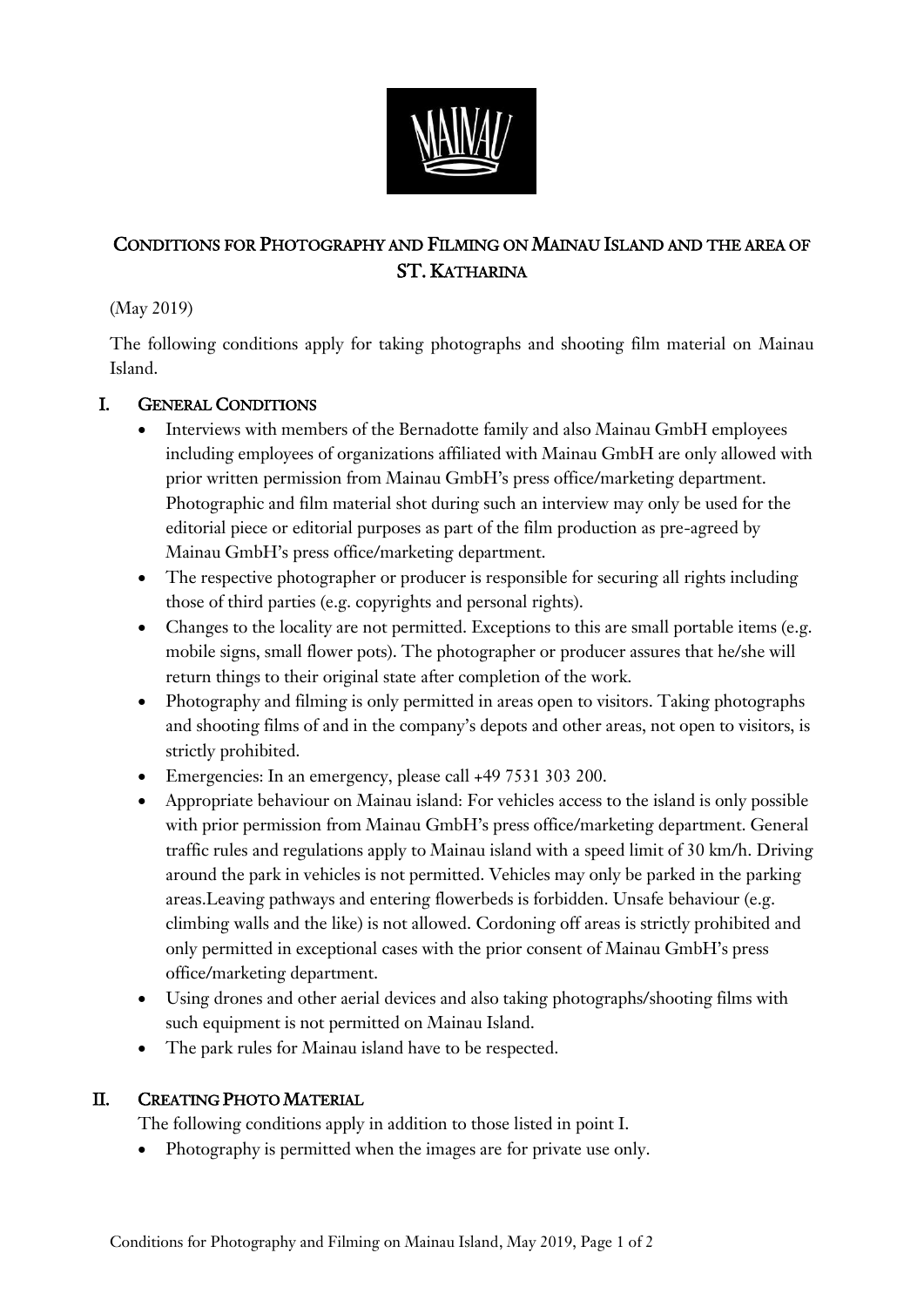# CONDITIONS FOR PHOTOGRAPHY AND FILMING ON MAINAU ISLAND AND THE AREA OF ST. KATHARINA

(May 2019)

The following conditions apply for taking photographs and shooting film material on Mainau Island.

## I. GENERAL CONDITIONS

- Interviews with members of the Bernadotte family and also Mainau GmbH employees including employees of organizations affiliated with Mainau GmbH are only allowed with prior written permission from Mainau GmbH's press office/marketing department. Photographic and film material shot during such an interview may only be used for the editorial piece or editorial purposes as part of the film production as pre-agreed by Mainau GmbH's press office/marketing department.
- The respective photographer or producer is responsible for securing all rights including those of third parties (e.g. copyrights and personal rights).
- Changes to the locality are not permitted. Exceptions to this are small portable items (e.g. mobile signs, small flower pots). The photographer or producer assures that he/she will return things to their original state after completion of the work.
- Photography and filming is only permitted in areas open to visitors. Taking photographs and shooting films of and in the company's depots and other areas, not open to visitors, is strictly prohibited.
- Emergencies: In an emergency, please call +49 7531 303 200.
- Appropriate behaviour on Mainau island: For vehicles access to the island is only possible with prior permission from Mainau GmbH's press office/marketing department. General traffic rules and regulations apply to Mainau island with a speed limit of 30 km/h. Driving around the park in vehicles is not permitted. Vehicles may only be parked in the parking areas.Leaving pathways and entering flowerbeds is forbidden. Unsafe behaviour (e.g. climbing walls and the like) is not allowed. Cordoning off areas is strictly prohibited and only permitted in exceptional cases with the prior consent of Mainau GmbH's press office/marketing department.
- Using drones and other aerial devices and also taking photographs/shooting films with such equipment is not permitted on Mainau Island.
- The park rules for Mainau island have to be respected.

## II. CREATING PHOTO MATERIAL

The following conditions apply in addition to those listed in point I.

- Photography is permitted when the images are for private use only.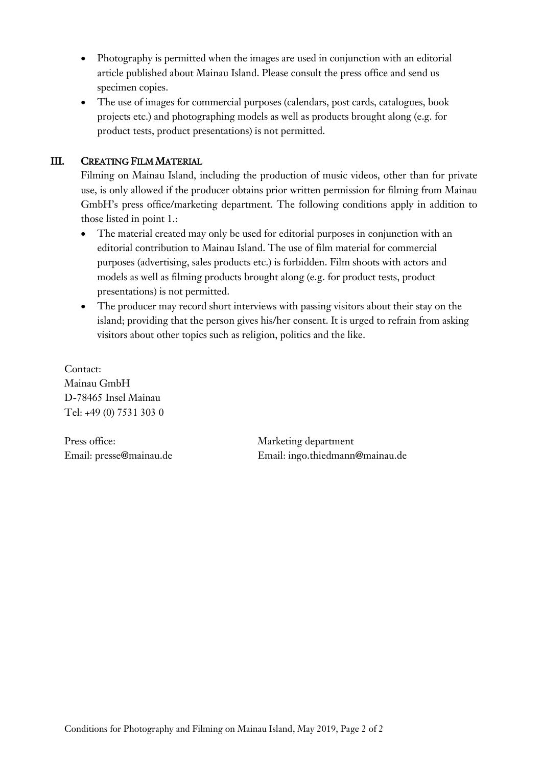- Photography is permitted when the images are used in conjunction with an editorial article published about Mainau Island. Please consult the press office and send us specimen copies.
- The use of images for commercial purposes (calendars, post cards, catalogues, book projects etc.) and photographing models as well as products brought along (e.g. for product tests, product presentations) is not permitted.

## III. Creating Film Material

Filming on Mainau Island, including the production of music videos, other than for private use, is only allowed if the producer obtains prior written permission for filming from Mainau GmbH's press office/marketing department. The following conditions apply in addition to those listed in point 1.:

- The material created may only be used for editorial purposes in conjunction with an editorial contribution to Mainau Island. The use of film material for commercial purposes (advertising, sales products etc.) is forbidden. Film shoots with actors and models as well as filming products brought along (e.g. for product tests, product presentations) is not permitted.
- The producer may record short interviews with passing visitors about their stay on the island; providing that the person gives his/her consent. It is urged to refrain from asking visitors about other topics such as religion, politics and the like.

Contact:
Mainau GmbH
D-78465 Insel Mainau
Tel: +49 (0) 7531 303 0

Press office:
Email: presse@mainau.de

Marketing department
Email: ingo.thiedmann@mainau.de